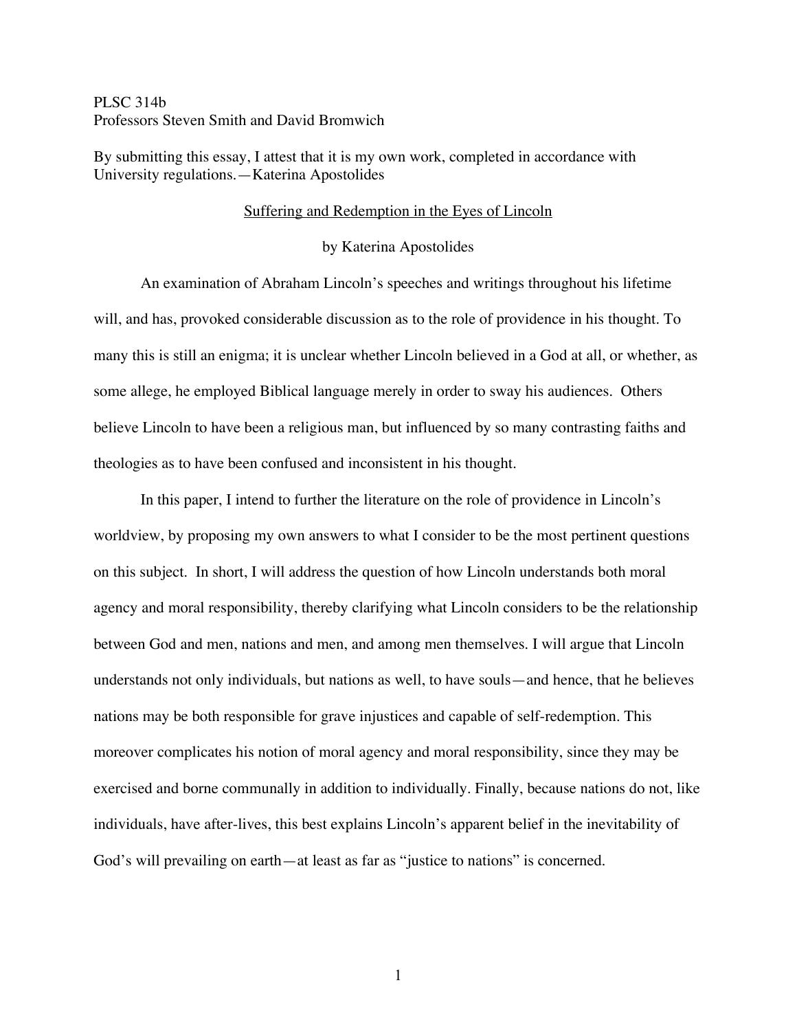PLSC 314b
Professors Steven Smith and David Bromwich

By submitting this essay, I attest that it is my own work, completed in accordance with University regulations.—Katerina Apostolides

# Suffering and Redemption in the Eyes of Lincoln

by Katerina Apostolides

An examination of Abraham Lincoln's speeches and writings throughout his lifetime will, and has, provoked considerable discussion as to the role of providence in his thought. To many this is still an enigma; it is unclear whether Lincoln believed in a God at all, or whether, as some allege, he employed Biblical language merely in order to sway his audiences. Others believe Lincoln to have been a religious man, but influenced by so many contrasting faiths and theologies as to have been confused and inconsistent in his thought.

In this paper, I intend to further the literature on the role of providence in Lincoln's worldview, by proposing my own answers to what I consider to be the most pertinent questions on this subject. In short, I will address the question of how Lincoln understands both moral agency and moral responsibility, thereby clarifying what Lincoln considers to be the relationship between God and men, nations and men, and among men themselves. I will argue that Lincoln understands not only individuals, but nations as well, to have souls—and hence, that he believes nations may be both responsible for grave injustices and capable of self-redemption. This moreover complicates his notion of moral agency and moral responsibility, since they may be exercised and borne communally in addition to individually. Finally, because nations do not, like individuals, have after-lives, this best explains Lincoln's apparent belief in the inevitability of God's will prevailing on earth—at least as far as "justice to nations" is concerned.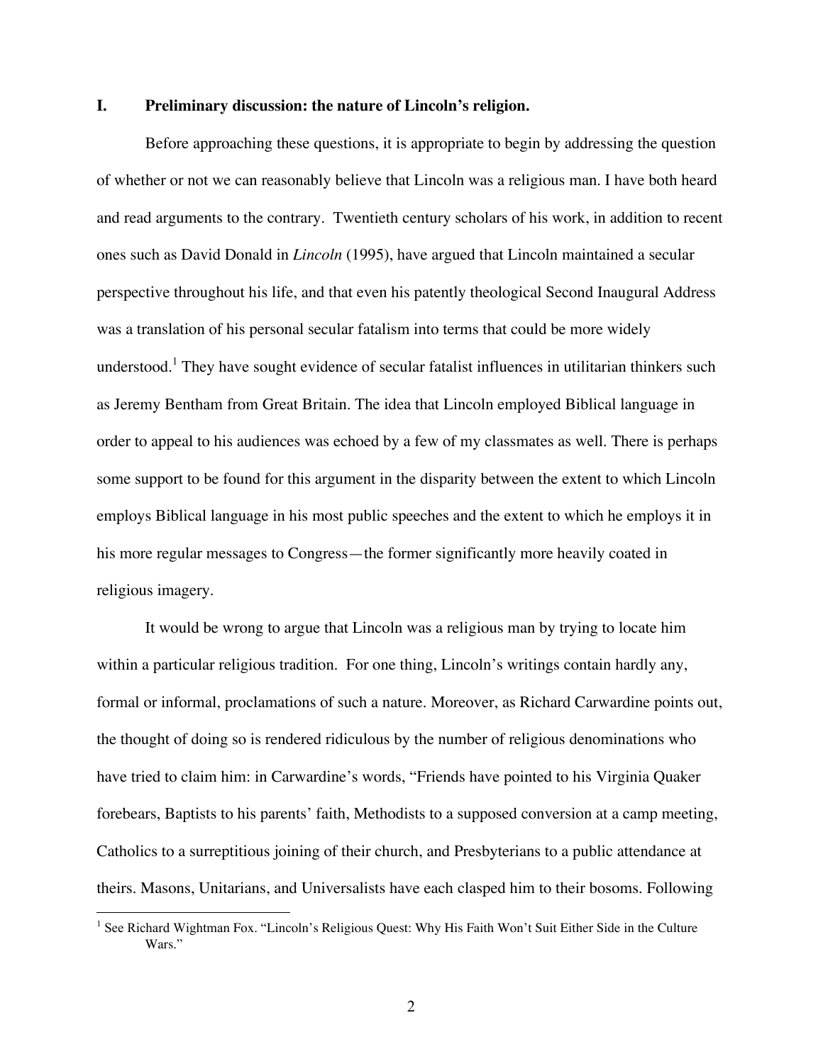## I. Preliminary discussion: the nature of Lincoln's religion.

Before approaching these questions, it is appropriate to begin by addressing the question of whether or not we can reasonably believe that Lincoln was a religious man. I have both heard and read arguments to the contrary. Twentieth century scholars of his work, in addition to recent ones such as David Donald in *Lincoln* (1995), have argued that Lincoln maintained a secular perspective throughout his life, and that even his patently theological Second Inaugural Address was a translation of his personal secular fatalism into terms that could be more widely understood.[1] They have sought evidence of secular fatalist influences in utilitarian thinkers such as Jeremy Bentham from Great Britain. The idea that Lincoln employed Biblical language in order to appeal to his audiences was echoed by a few of my classmates as well. There is perhaps some support to be found for this argument in the disparity between the extent to which Lincoln employs Biblical language in his most public speeches and the extent to which he employs it in his more regular messages to Congress—the former significantly more heavily coated in religious imagery.

It would be wrong to argue that Lincoln was a religious man by trying to locate him within a particular religious tradition. For one thing, Lincoln's writings contain hardly any, formal or informal, proclamations of such a nature. Moreover, as Richard Carwardine points out, the thought of doing so is rendered ridiculous by the number of religious denominations who have tried to claim him: in Carwardine's words, "Friends have pointed to his Virginia Quaker forebears, Baptists to his parents' faith, Methodists to a supposed conversion at a camp meeting, Catholics to a surreptitious joining of their church, and Presbyterians to a public attendance at theirs. Masons, Unitarians, and Universalists have each clasped him to their bosoms. Following

[1] See Richard Wightman Fox. "Lincoln's Religious Quest: Why His Faith Won't Suit Either Side in the Culture Wars."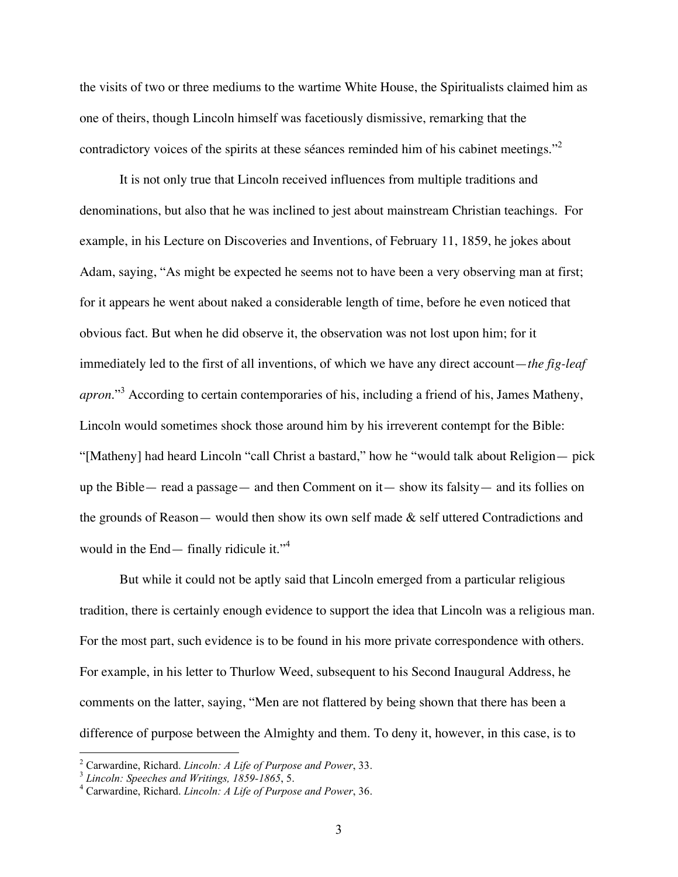the visits of two or three mediums to the wartime White House, the Spiritualists claimed him as one of theirs, though Lincoln himself was facetiously dismissive, remarking that the contradictory voices of the spirits at these séances reminded him of his cabinet meetings."[2]

It is not only true that Lincoln received influences from multiple traditions and denominations, but also that he was inclined to jest about mainstream Christian teachings. For example, in his Lecture on Discoveries and Inventions, of February 11, 1859, he jokes about Adam, saying, "As might be expected he seems not to have been a very observing man at first; for it appears he went about naked a considerable length of time, before he even noticed that obvious fact. But when he did observe it, the observation was not lost upon him; for it immediately led to the first of all inventions, of which we have any direct account—*the fig-leaf apron*."[3] According to certain contemporaries of his, including a friend of his, James Matheny, Lincoln would sometimes shock those around him by his irreverent contempt for the Bible: "[Matheny] had heard Lincoln "call Christ a bastard," how he "would talk about Religion— pick up the Bible— read a passage— and then Comment on it— show its falsity— and its follies on the grounds of Reason— would then show its own self made & self uttered Contradictions and would in the End— finally ridicule it."[4]

But while it could not be aptly said that Lincoln emerged from a particular religious tradition, there is certainly enough evidence to support the idea that Lincoln was a religious man. For the most part, such evidence is to be found in his more private correspondence with others. For example, in his letter to Thurlow Weed, subsequent to his Second Inaugural Address, he comments on the latter, saying, "Men are not flattered by being shown that there has been a difference of purpose between the Almighty and them. To deny it, however, in this case, is to

---

[2] Carwardine, Richard. *Lincoln: A Life of Purpose and Power*, 33.
[3] *Lincoln: Speeches and Writings, 1859-1865*, 5.
[4] Carwardine, Richard. *Lincoln: A Life of Purpose and Power*, 36.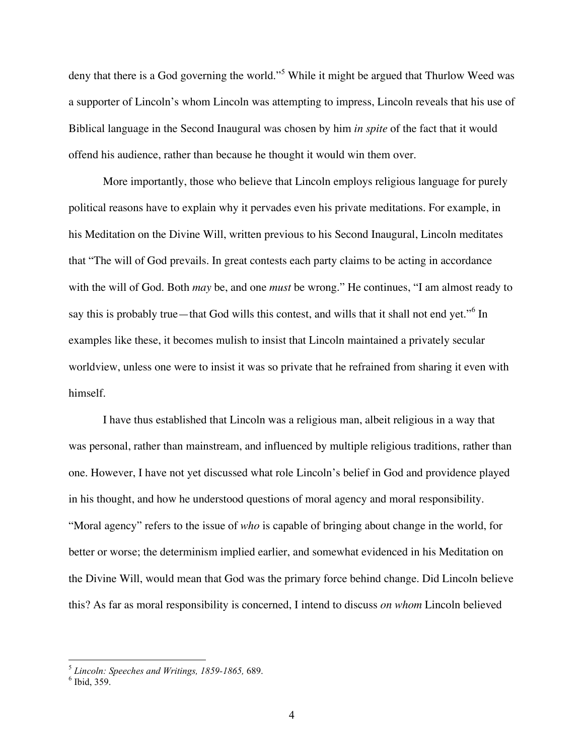deny that there is a God governing the world."[5] While it might be argued that Thurlow Weed was a supporter of Lincoln's whom Lincoln was attempting to impress, Lincoln reveals that his use of Biblical language in the Second Inaugural was chosen by him *in spite* of the fact that it would offend his audience, rather than because he thought it would win them over.

More importantly, those who believe that Lincoln employs religious language for purely political reasons have to explain why it pervades even his private meditations. For example, in his Meditation on the Divine Will, written previous to his Second Inaugural, Lincoln meditates that "The will of God prevails. In great contests each party claims to be acting in accordance with the will of God. Both *may* be, and one *must* be wrong." He continues, "I am almost ready to say this is probably true—that God wills this contest, and wills that it shall not end yet."[6] In examples like these, it becomes mulish to insist that Lincoln maintained a privately secular worldview, unless one were to insist it was so private that he refrained from sharing it even with himself.

I have thus established that Lincoln was a religious man, albeit religious in a way that was personal, rather than mainstream, and influenced by multiple religious traditions, rather than one. However, I have not yet discussed what role Lincoln's belief in God and providence played in his thought, and how he understood questions of moral agency and moral responsibility. "Moral agency" refers to the issue of *who* is capable of bringing about change in the world, for better or worse; the determinism implied earlier, and somewhat evidenced in his Meditation on the Divine Will, would mean that God was the primary force behind change. Did Lincoln believe this? As far as moral responsibility is concerned, I intend to discuss *on whom* Lincoln believed

---

[5] *Lincoln: Speeches and Writings, 1859-1865,* 689.

[6] Ibid, 359.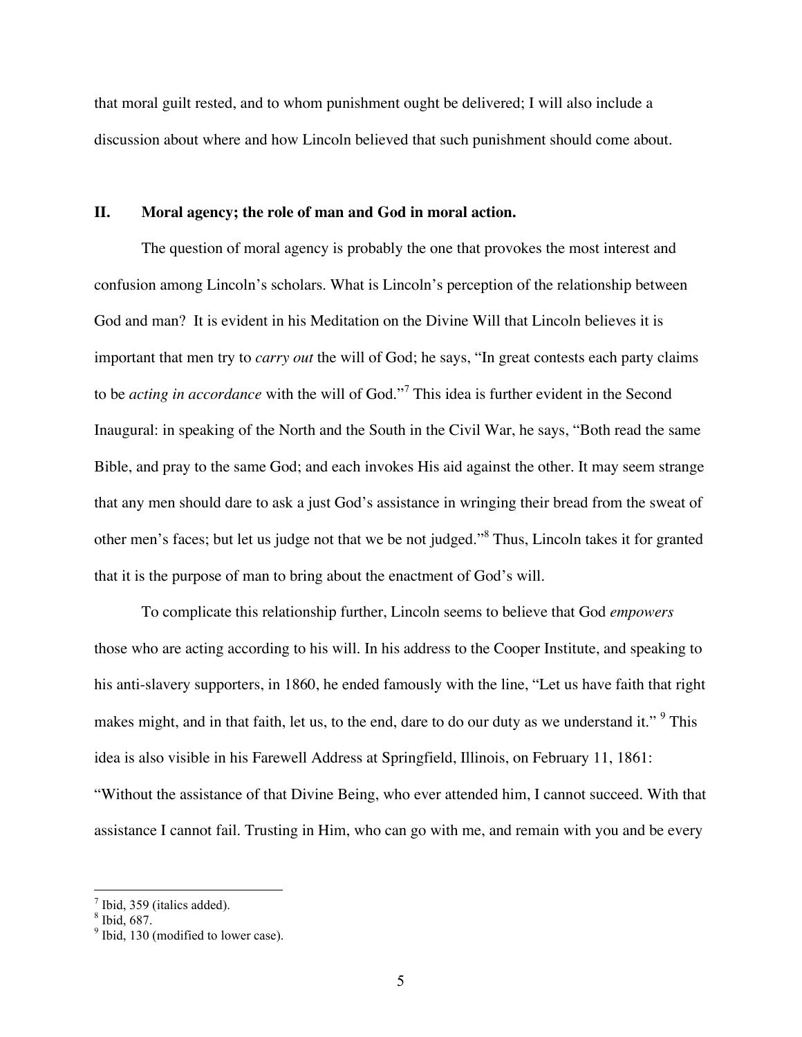that moral guilt rested, and to whom punishment ought be delivered; I will also include a discussion about where and how Lincoln believed that such punishment should come about.

## II. Moral agency; the role of man and God in moral action.

The question of moral agency is probably the one that provokes the most interest and confusion among Lincoln's scholars. What is Lincoln's perception of the relationship between God and man? It is evident in his Meditation on the Divine Will that Lincoln believes it is important that men try to *carry out* the will of God; he says, "In great contests each party claims to be *acting in accordance* with the will of God."[7] This idea is further evident in the Second Inaugural: in speaking of the North and the South in the Civil War, he says, "Both read the same Bible, and pray to the same God; and each invokes His aid against the other. It may seem strange that any men should dare to ask a just God's assistance in wringing their bread from the sweat of other men's faces; but let us judge not that we be not judged."[8] Thus, Lincoln takes it for granted that it is the purpose of man to bring about the enactment of God's will.

To complicate this relationship further, Lincoln seems to believe that God *empowers* those who are acting according to his will. In his address to the Cooper Institute, and speaking to his anti-slavery supporters, in 1860, he ended famously with the line, "Let us have faith that right makes might, and in that faith, let us, to the end, dare to do our duty as we understand it." [9] This idea is also visible in his Farewell Address at Springfield, Illinois, on February 11, 1861: "Without the assistance of that Divine Being, who ever attended him, I cannot succeed. With that assistance I cannot fail. Trusting in Him, who can go with me, and remain with you and be every

---

[7] Ibid, 359 (italics added).

[8] Ibid, 687.

[9] Ibid, 130 (modified to lower case).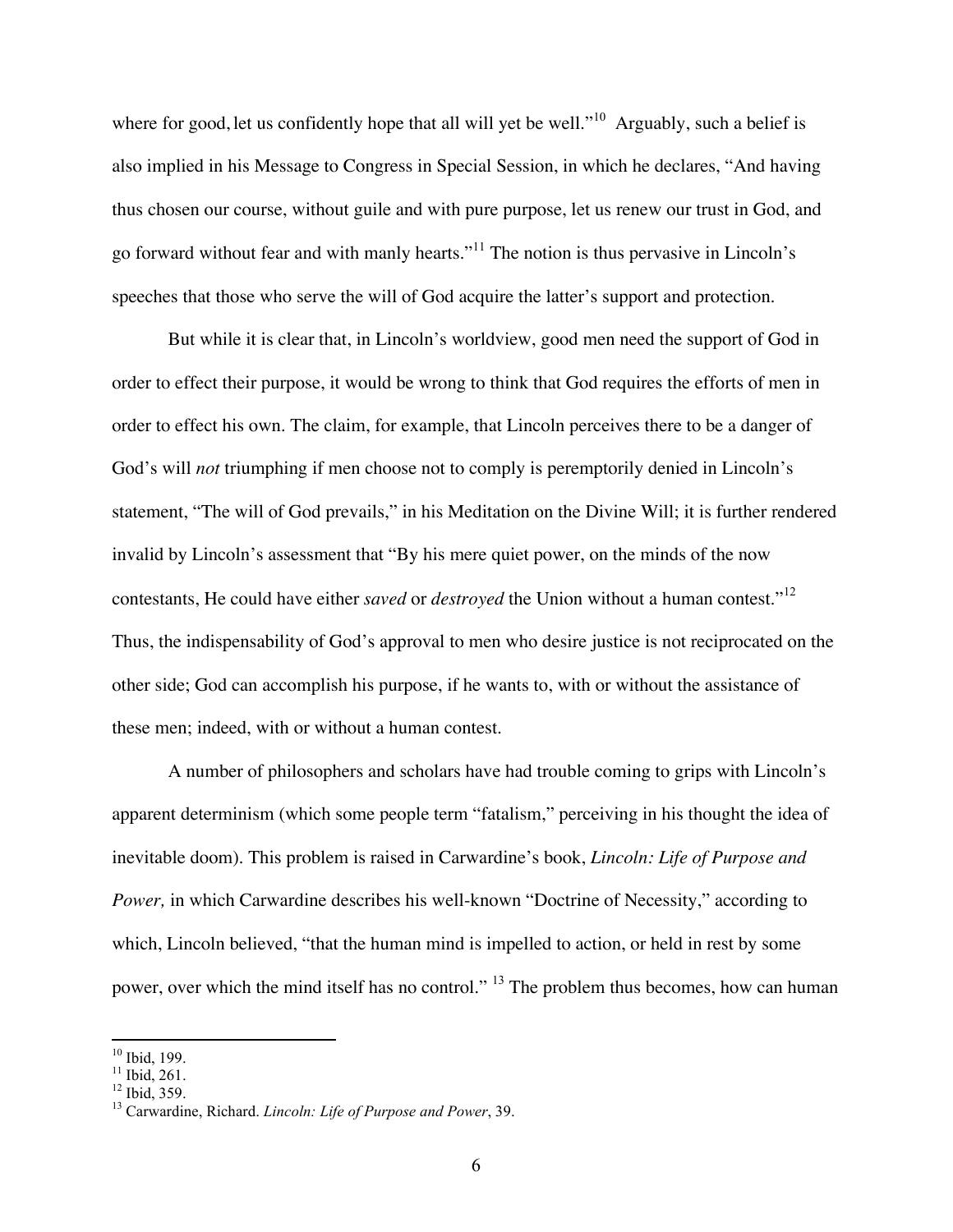where for good, let us confidently hope that all will yet be well."[10] Arguably, such a belief is also implied in his Message to Congress in Special Session, in which he declares, "And having thus chosen our course, without guile and with pure purpose, let us renew our trust in God, and go forward without fear and with manly hearts."[11] The notion is thus pervasive in Lincoln's speeches that those who serve the will of God acquire the latter's support and protection.

But while it is clear that, in Lincoln's worldview, good men need the support of God in order to effect their purpose, it would be wrong to think that God requires the efforts of men in order to effect his own. The claim, for example, that Lincoln perceives there to be a danger of God's will *not* triumphing if men choose not to comply is peremptorily denied in Lincoln's statement, "The will of God prevails," in his Meditation on the Divine Will; it is further rendered invalid by Lincoln's assessment that "By his mere quiet power, on the minds of the now contestants, He could have either *saved* or *destroyed* the Union without a human contest."[12] Thus, the indispensability of God's approval to men who desire justice is not reciprocated on the other side; God can accomplish his purpose, if he wants to, with or without the assistance of these men; indeed, with or without a human contest.

A number of philosophers and scholars have had trouble coming to grips with Lincoln's apparent determinism (which some people term "fatalism," perceiving in his thought the idea of inevitable doom). This problem is raised in Carwardine's book, *Lincoln: Life of Purpose and Power,* in which Carwardine describes his well-known "Doctrine of Necessity," according to which, Lincoln believed, "that the human mind is impelled to action, or held in rest by some power, over which the mind itself has no control." [13] The problem thus becomes, how can human

---

[10] Ibid, 199.
[11] Ibid, 261.
[12] Ibid, 359.
[13] Carwardine, Richard. *Lincoln: Life of Purpose and Power*, 39.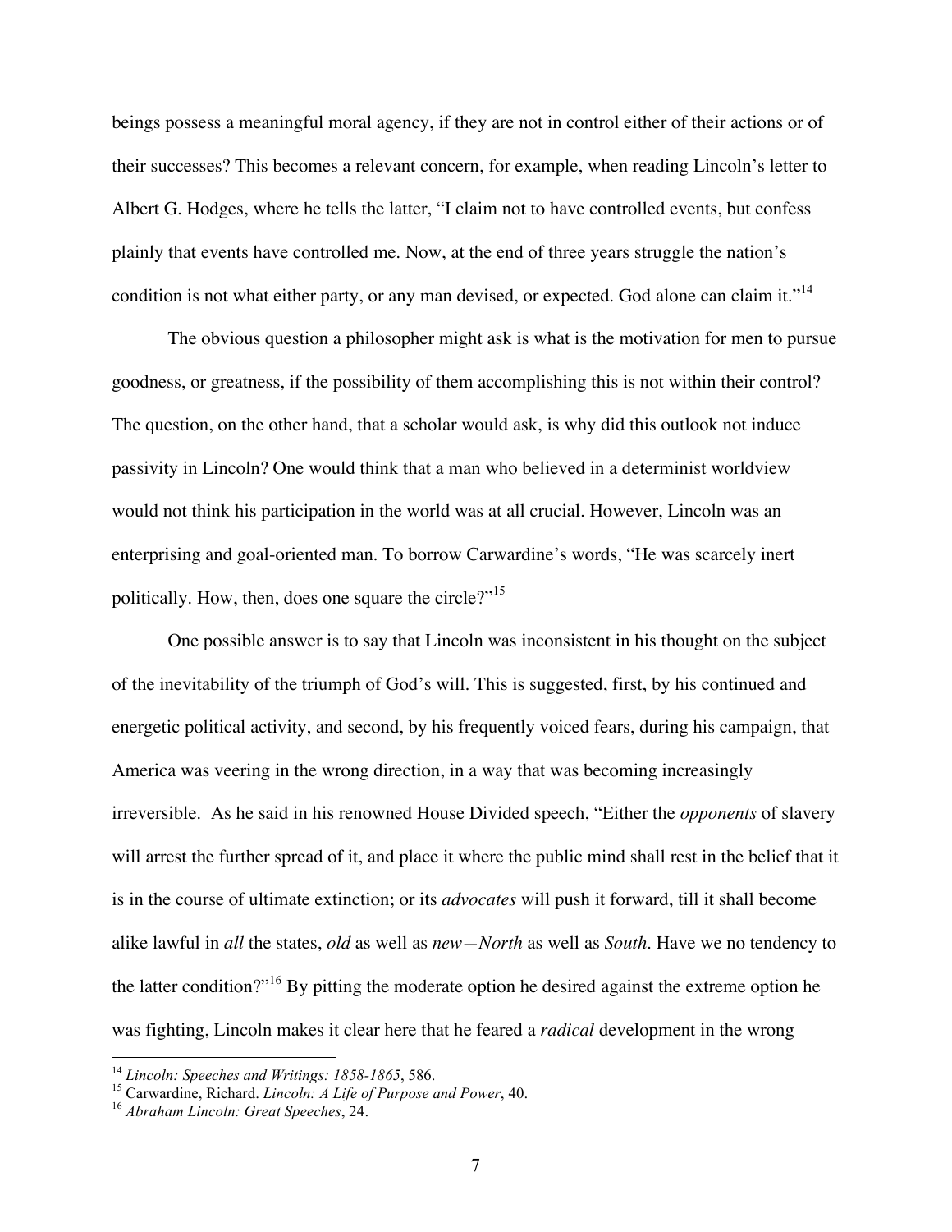beings possess a meaningful moral agency, if they are not in control either of their actions or of their successes? This becomes a relevant concern, for example, when reading Lincoln's letter to Albert G. Hodges, where he tells the latter, "I claim not to have controlled events, but confess plainly that events have controlled me. Now, at the end of three years struggle the nation's condition is not what either party, or any man devised, or expected. God alone can claim it."[14]

The obvious question a philosopher might ask is what is the motivation for men to pursue goodness, or greatness, if the possibility of them accomplishing this is not within their control? The question, on the other hand, that a scholar would ask, is why did this outlook not induce passivity in Lincoln? One would think that a man who believed in a determinist worldview would not think his participation in the world was at all crucial. However, Lincoln was an enterprising and goal-oriented man. To borrow Carwardine's words, "He was scarcely inert politically. How, then, does one square the circle?"[15]

One possible answer is to say that Lincoln was inconsistent in his thought on the subject of the inevitability of the triumph of God's will. This is suggested, first, by his continued and energetic political activity, and second, by his frequently voiced fears, during his campaign, that America was veering in the wrong direction, in a way that was becoming increasingly irreversible. As he said in his renowned House Divided speech, "Either the *opponents* of slavery will arrest the further spread of it, and place it where the public mind shall rest in the belief that it is in the course of ultimate extinction; or its *advocates* will push it forward, till it shall become alike lawful in *all* the states, *old* as well as *new—North* as well as *South*. Have we no tendency to the latter condition?"[16] By pitting the moderate option he desired against the extreme option he was fighting, Lincoln makes it clear here that he feared a *radical* development in the wrong

---

[14] *Lincoln: Speeches and Writings: 1858-1865*, 586.

[15] Carwardine, Richard. *Lincoln: A Life of Purpose and Power*, 40.

[16] *Abraham Lincoln: Great Speeches*, 24.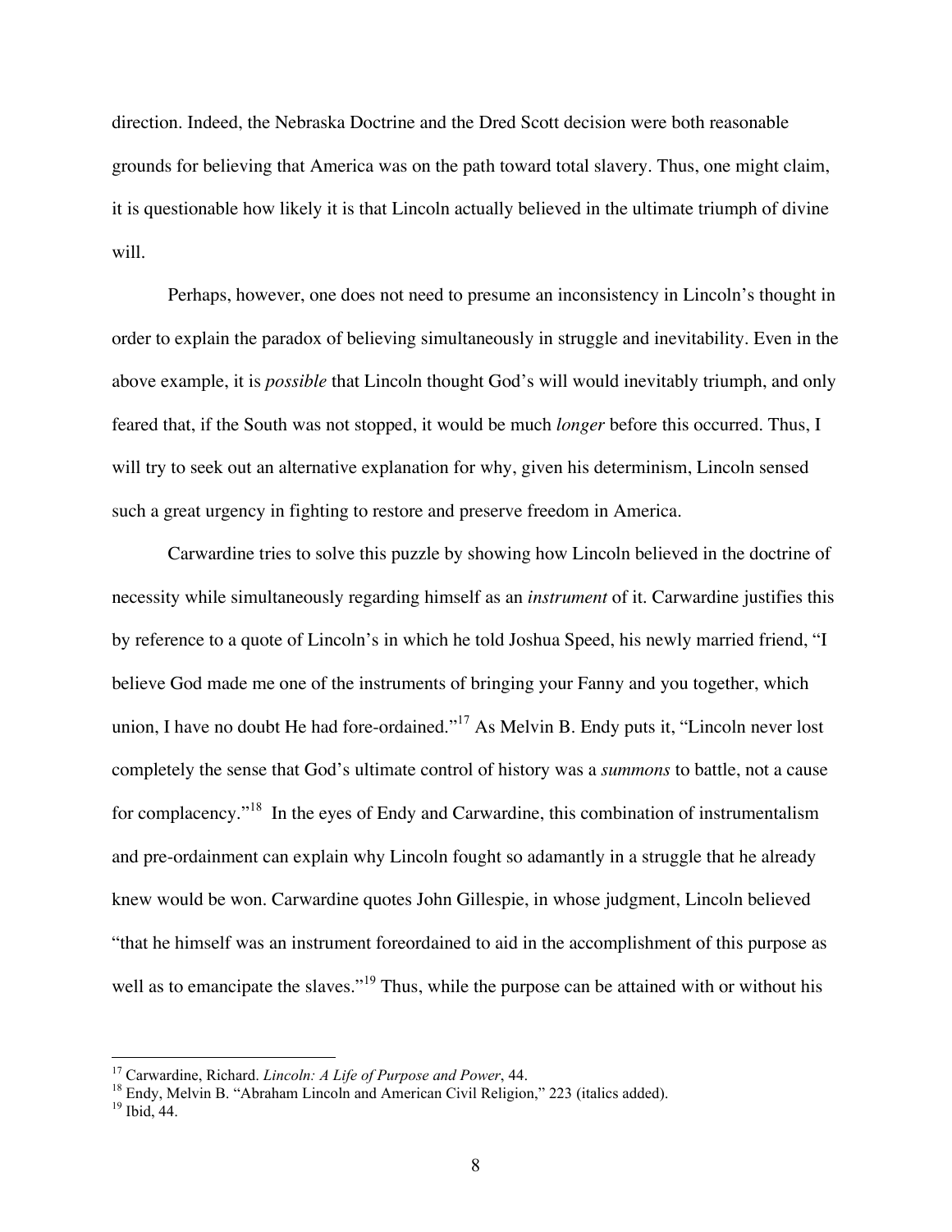direction. Indeed, the Nebraska Doctrine and the Dred Scott decision were both reasonable grounds for believing that America was on the path toward total slavery. Thus, one might claim, it is questionable how likely it is that Lincoln actually believed in the ultimate triumph of divine will.

Perhaps, however, one does not need to presume an inconsistency in Lincoln's thought in order to explain the paradox of believing simultaneously in struggle and inevitability. Even in the above example, it is *possible* that Lincoln thought God's will would inevitably triumph, and only feared that, if the South was not stopped, it would be much *longer* before this occurred. Thus, I will try to seek out an alternative explanation for why, given his determinism, Lincoln sensed such a great urgency in fighting to restore and preserve freedom in America.

Carwardine tries to solve this puzzle by showing how Lincoln believed in the doctrine of necessity while simultaneously regarding himself as an *instrument* of it. Carwardine justifies this by reference to a quote of Lincoln's in which he told Joshua Speed, his newly married friend, "I believe God made me one of the instruments of bringing your Fanny and you together, which union, I have no doubt He had fore-ordained."[17] As Melvin B. Endy puts it, "Lincoln never lost completely the sense that God's ultimate control of history was a *summons* to battle, not a cause for complacency."[18] In the eyes of Endy and Carwardine, this combination of instrumentalism and pre-ordainment can explain why Lincoln fought so adamantly in a struggle that he already knew would be won. Carwardine quotes John Gillespie, in whose judgment, Lincoln believed "that he himself was an instrument foreordained to aid in the accomplishment of this purpose as well as to emancipate the slaves."[19] Thus, while the purpose can be attained with or without his

---

[17] Carwardine, Richard. *Lincoln: A Life of Purpose and Power*, 44.

[18] Endy, Melvin B. "Abraham Lincoln and American Civil Religion," 223 (italics added).

[19] Ibid, 44.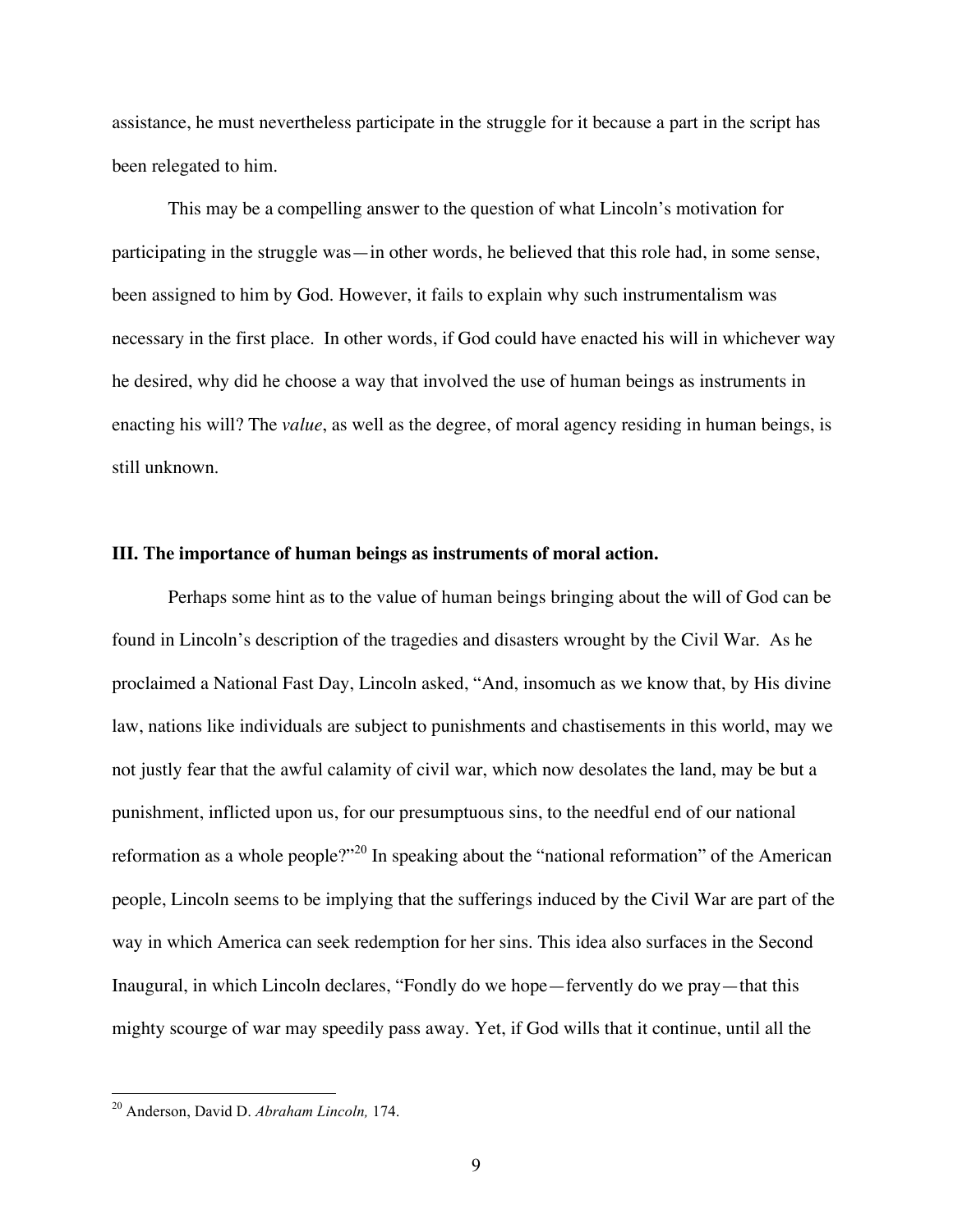assistance, he must nevertheless participate in the struggle for it because a part in the script has been relegated to him.

This may be a compelling answer to the question of what Lincoln's motivation for participating in the struggle was—in other words, he believed that this role had, in some sense, been assigned to him by God. However, it fails to explain why such instrumentalism was necessary in the first place. In other words, if God could have enacted his will in whichever way he desired, why did he choose a way that involved the use of human beings as instruments in enacting his will? The *value*, as well as the degree, of moral agency residing in human beings, is still unknown.

### III. The importance of human beings as instruments of moral action.

Perhaps some hint as to the value of human beings bringing about the will of God can be found in Lincoln's description of the tragedies and disasters wrought by the Civil War. As he proclaimed a National Fast Day, Lincoln asked, "And, insomuch as we know that, by His divine law, nations like individuals are subject to punishments and chastisements in this world, may we not justly fear that the awful calamity of civil war, which now desolates the land, may be but a punishment, inflicted upon us, for our presumptuous sins, to the needful end of our national reformation as a whole people?"[20] In speaking about the "national reformation" of the American people, Lincoln seems to be implying that the sufferings induced by the Civil War are part of the way in which America can seek redemption for her sins. This idea also surfaces in the Second Inaugural, in which Lincoln declares, "Fondly do we hope—fervently do we pray—that this mighty scourge of war may speedily pass away. Yet, if God wills that it continue, until all the

---

[20] Anderson, David D. *Abraham Lincoln,* 174.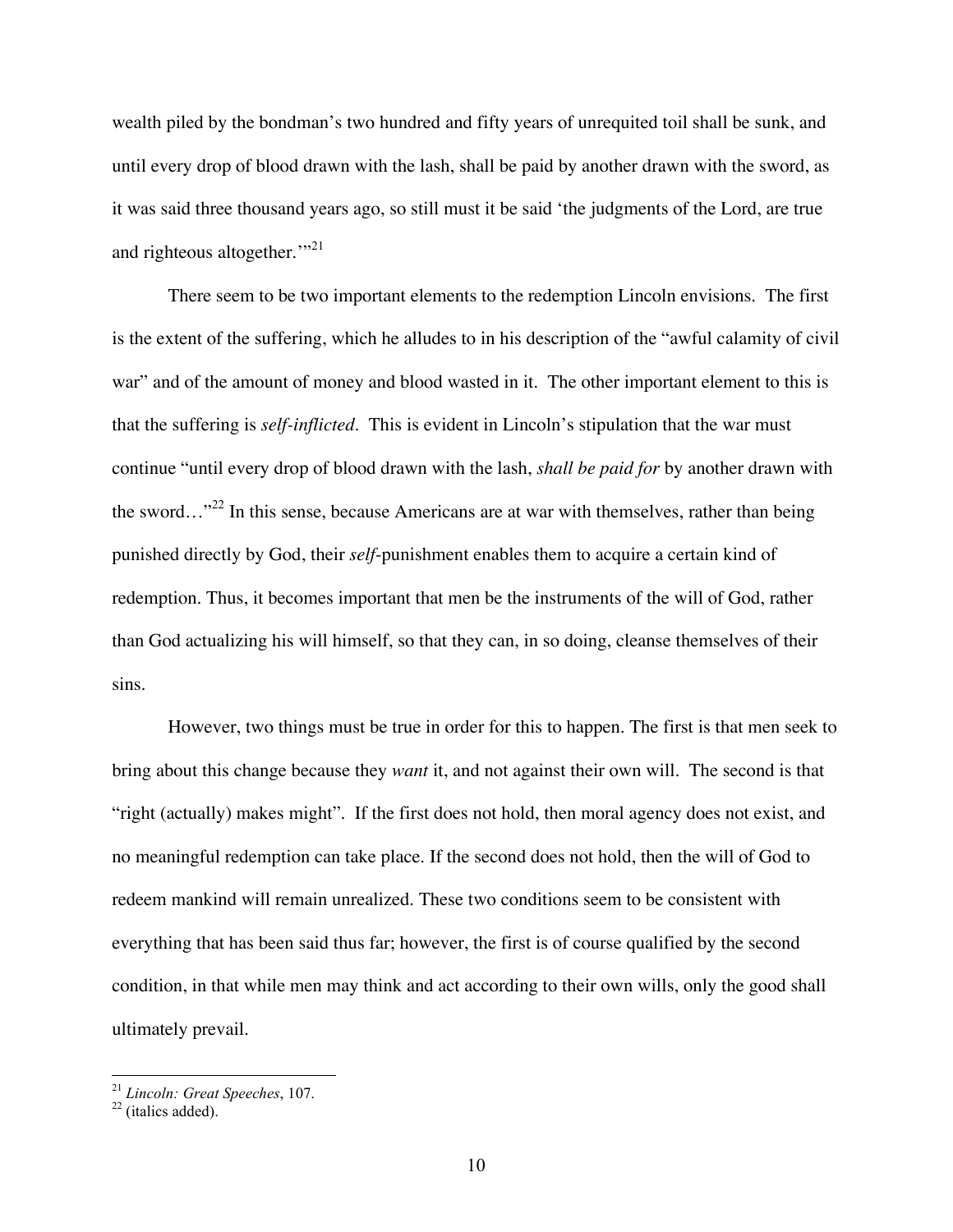wealth piled by the bondman's two hundred and fifty years of unrequited toil shall be sunk, and until every drop of blood drawn with the lash, shall be paid by another drawn with the sword, as it was said three thousand years ago, so still must it be said 'the judgments of the Lord, are true and righteous altogether.'"[21]

There seem to be two important elements to the redemption Lincoln envisions. The first is the extent of the suffering, which he alludes to in his description of the "awful calamity of civil war" and of the amount of money and blood wasted in it. The other important element to this is that the suffering is *self-inflicted*. This is evident in Lincoln's stipulation that the war must continue "until every drop of blood drawn with the lash, *shall be paid for* by another drawn with the sword…"[22] In this sense, because Americans are at war with themselves, rather than being punished directly by God, their *self*-punishment enables them to acquire a certain kind of redemption. Thus, it becomes important that men be the instruments of the will of God, rather than God actualizing his will himself, so that they can, in so doing, cleanse themselves of their sins.

However, two things must be true in order for this to happen. The first is that men seek to bring about this change because they *want* it, and not against their own will. The second is that "right (actually) makes might". If the first does not hold, then moral agency does not exist, and no meaningful redemption can take place. If the second does not hold, then the will of God to redeem mankind will remain unrealized. These two conditions seem to be consistent with everything that has been said thus far; however, the first is of course qualified by the second condition, in that while men may think and act according to their own wills, only the good shall ultimately prevail.

---

[21] *Lincoln: Great Speeches*, 107.

[22] (italics added).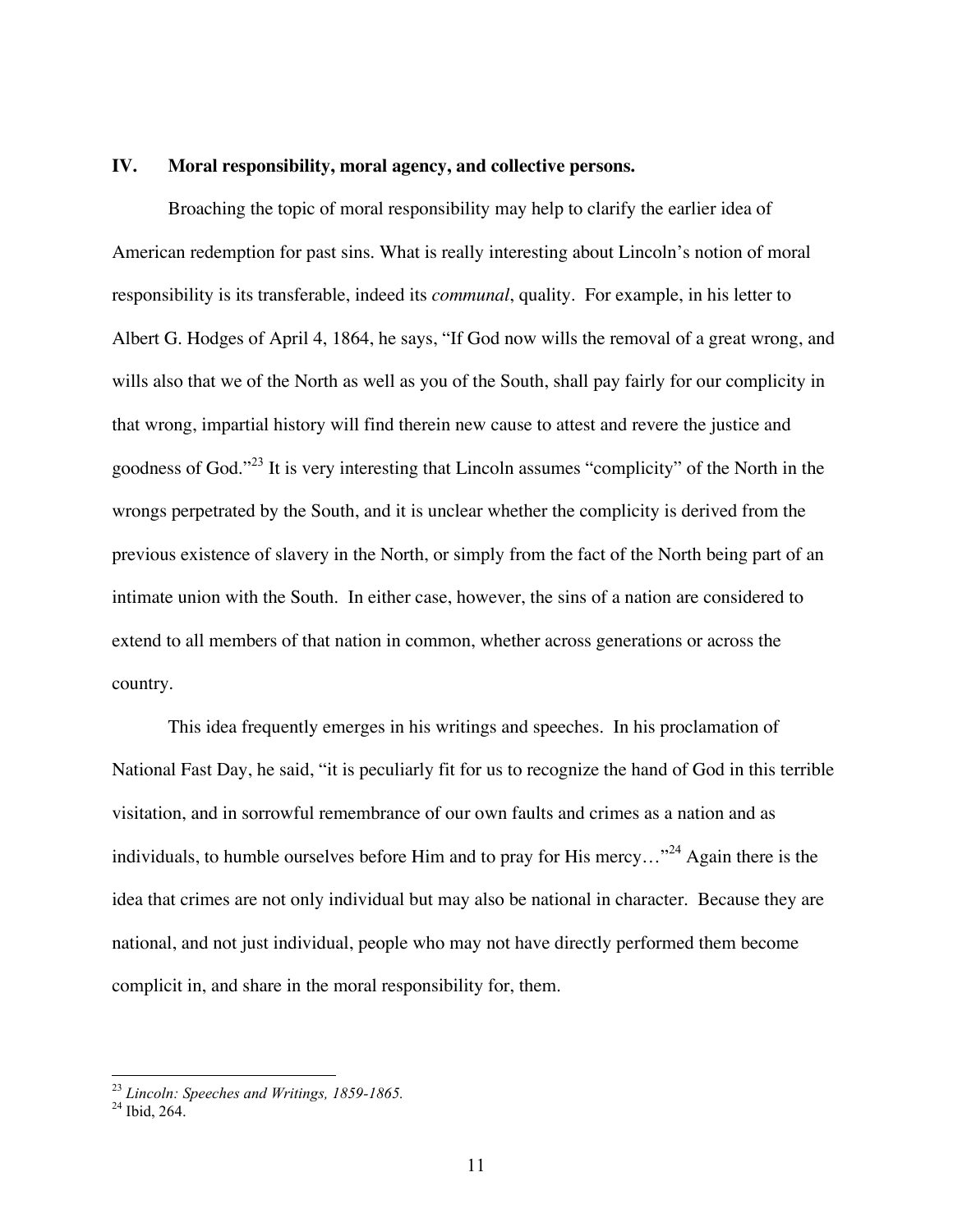## IV. Moral responsibility, moral agency, and collective persons.

Broaching the topic of moral responsibility may help to clarify the earlier idea of American redemption for past sins. What is really interesting about Lincoln's notion of moral responsibility is its transferable, indeed its *communal*, quality. For example, in his letter to Albert G. Hodges of April 4, 1864, he says, "If God now wills the removal of a great wrong, and wills also that we of the North as well as you of the South, shall pay fairly for our complicity in that wrong, impartial history will find therein new cause to attest and revere the justice and goodness of God."[23] It is very interesting that Lincoln assumes "complicity" of the North in the wrongs perpetrated by the South, and it is unclear whether the complicity is derived from the previous existence of slavery in the North, or simply from the fact of the North being part of an intimate union with the South. In either case, however, the sins of a nation are considered to extend to all members of that nation in common, whether across generations or across the country.

This idea frequently emerges in his writings and speeches. In his proclamation of National Fast Day, he said, "it is peculiarly fit for us to recognize the hand of God in this terrible visitation, and in sorrowful remembrance of our own faults and crimes as a nation and as individuals, to humble ourselves before Him and to pray for His mercy…"[24] Again there is the idea that crimes are not only individual but may also be national in character. Because they are national, and not just individual, people who may not have directly performed them become complicit in, and share in the moral responsibility for, them.

---

[23] *Lincoln: Speeches and Writings, 1859-1865.*

[24] Ibid, 264.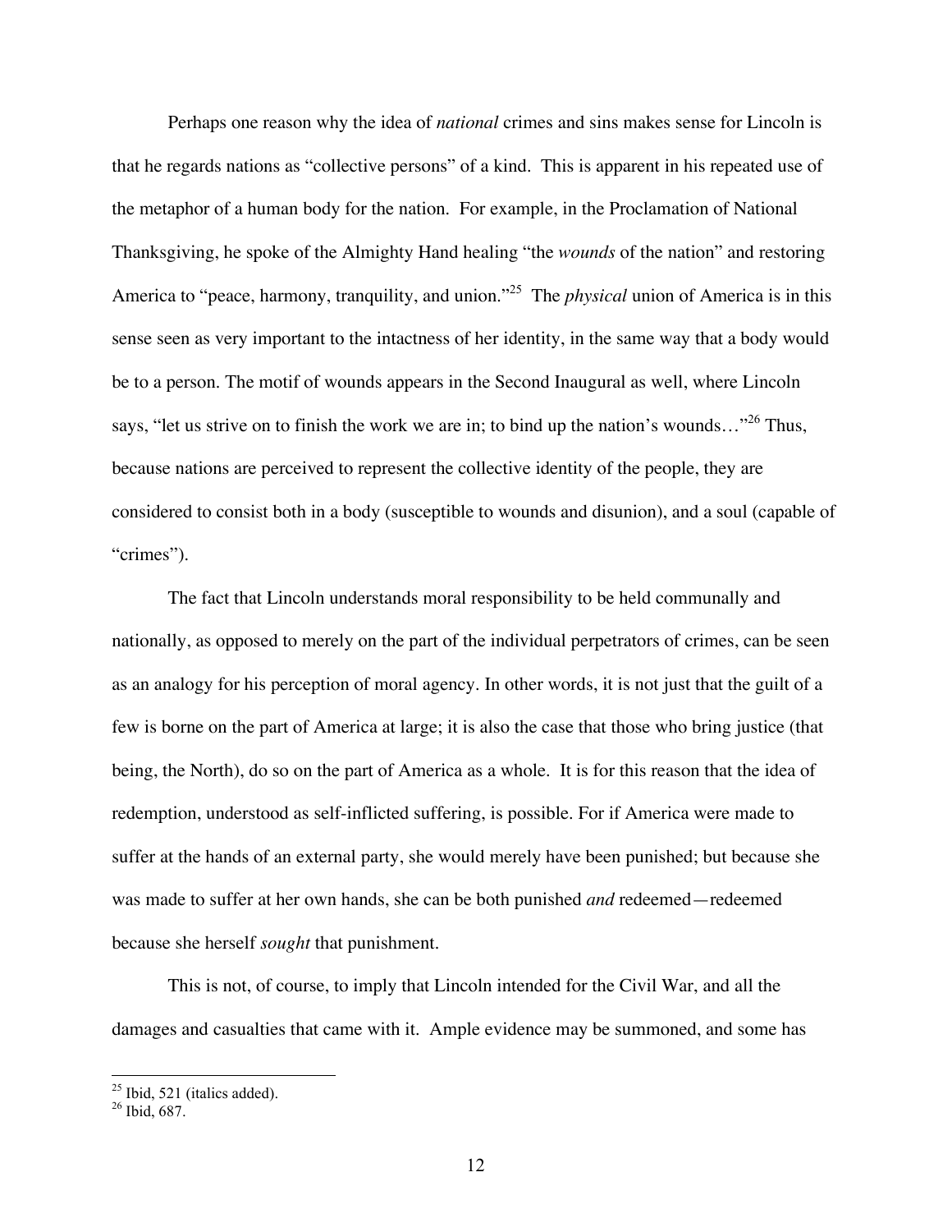Perhaps one reason why the idea of *national* crimes and sins makes sense for Lincoln is that he regards nations as "collective persons" of a kind. This is apparent in his repeated use of the metaphor of a human body for the nation. For example, in the Proclamation of National Thanksgiving, he spoke of the Almighty Hand healing "the *wounds* of the nation" and restoring America to "peace, harmony, tranquility, and union."[25] The *physical* union of America is in this sense seen as very important to the intactness of her identity, in the same way that a body would be to a person. The motif of wounds appears in the Second Inaugural as well, where Lincoln says, "let us strive on to finish the work we are in; to bind up the nation's wounds…"[26] Thus, because nations are perceived to represent the collective identity of the people, they are considered to consist both in a body (susceptible to wounds and disunion), and a soul (capable of "crimes").

The fact that Lincoln understands moral responsibility to be held communally and nationally, as opposed to merely on the part of the individual perpetrators of crimes, can be seen as an analogy for his perception of moral agency. In other words, it is not just that the guilt of a few is borne on the part of America at large; it is also the case that those who bring justice (that being, the North), do so on the part of America as a whole. It is for this reason that the idea of redemption, understood as self-inflicted suffering, is possible. For if America were made to suffer at the hands of an external party, she would merely have been punished; but because she was made to suffer at her own hands, she can be both punished *and* redeemed—redeemed because she herself *sought* that punishment.

This is not, of course, to imply that Lincoln intended for the Civil War, and all the damages and casualties that came with it. Ample evidence may be summoned, and some has

---

[25] Ibid, 521 (italics added).

[26] Ibid, 687.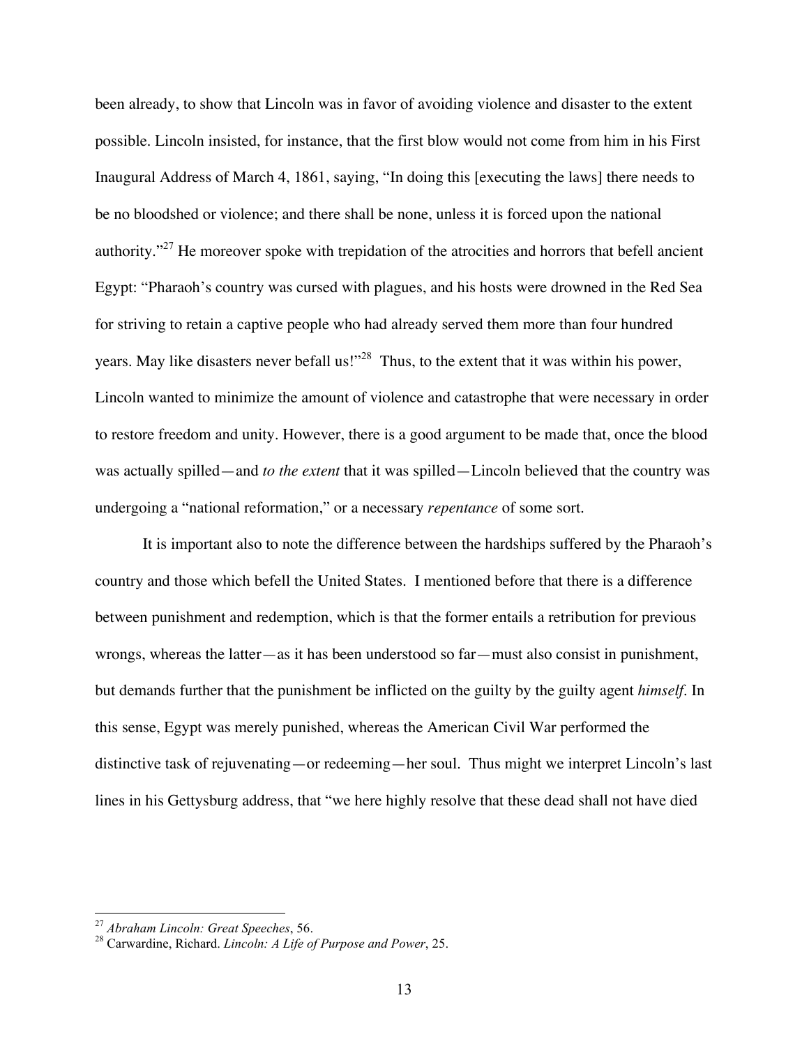been already, to show that Lincoln was in favor of avoiding violence and disaster to the extent possible. Lincoln insisted, for instance, that the first blow would not come from him in his First Inaugural Address of March 4, 1861, saying, "In doing this [executing the laws] there needs to be no bloodshed or violence; and there shall be none, unless it is forced upon the national authority."[27] He moreover spoke with trepidation of the atrocities and horrors that befell ancient Egypt: "Pharaoh's country was cursed with plagues, and his hosts were drowned in the Red Sea for striving to retain a captive people who had already served them more than four hundred years. May like disasters never befall us!"[28] Thus, to the extent that it was within his power, Lincoln wanted to minimize the amount of violence and catastrophe that were necessary in order to restore freedom and unity. However, there is a good argument to be made that, once the blood was actually spilled—and *to the extent* that it was spilled—Lincoln believed that the country was undergoing a "national reformation," or a necessary *repentance* of some sort.

It is important also to note the difference between the hardships suffered by the Pharaoh's country and those which befell the United States. I mentioned before that there is a difference between punishment and redemption, which is that the former entails a retribution for previous wrongs, whereas the latter—as it has been understood so far—must also consist in punishment, but demands further that the punishment be inflicted on the guilty by the guilty agent *himself*. In this sense, Egypt was merely punished, whereas the American Civil War performed the distinctive task of rejuvenating—or redeeming—her soul. Thus might we interpret Lincoln's last lines in his Gettysburg address, that "we here highly resolve that these dead shall not have died

---

[27] *Abraham Lincoln: Great Speeches*, 56.

[28] Carwardine, Richard. *Lincoln: A Life of Purpose and Power*, 25.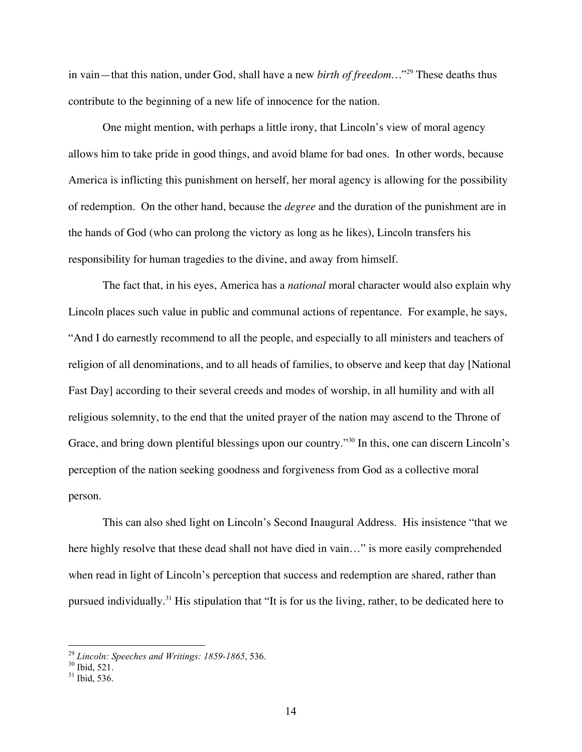in vain—that this nation, under God, shall have a new *birth of freedom*…"[29] These deaths thus contribute to the beginning of a new life of innocence for the nation.

One might mention, with perhaps a little irony, that Lincoln's view of moral agency allows him to take pride in good things, and avoid blame for bad ones. In other words, because America is inflicting this punishment on herself, her moral agency is allowing for the possibility of redemption. On the other hand, because the *degree* and the duration of the punishment are in the hands of God (who can prolong the victory as long as he likes), Lincoln transfers his responsibility for human tragedies to the divine, and away from himself.

The fact that, in his eyes, America has a *national* moral character would also explain why Lincoln places such value in public and communal actions of repentance. For example, he says, "And I do earnestly recommend to all the people, and especially to all ministers and teachers of religion of all denominations, and to all heads of families, to observe and keep that day [National Fast Day] according to their several creeds and modes of worship, in all humility and with all religious solemnity, to the end that the united prayer of the nation may ascend to the Throne of Grace, and bring down plentiful blessings upon our country."[30] In this, one can discern Lincoln's perception of the nation seeking goodness and forgiveness from God as a collective moral person.

This can also shed light on Lincoln's Second Inaugural Address. His insistence "that we here highly resolve that these dead shall not have died in vain…" is more easily comprehended when read in light of Lincoln's perception that success and redemption are shared, rather than pursued individually.[31] His stipulation that "It is for us the living, rather, to be dedicated here to

---

[29] *Lincoln: Speeches and Writings: 1859-1865*, 536.
[30] Ibid, 521.
[31] Ibid, 536.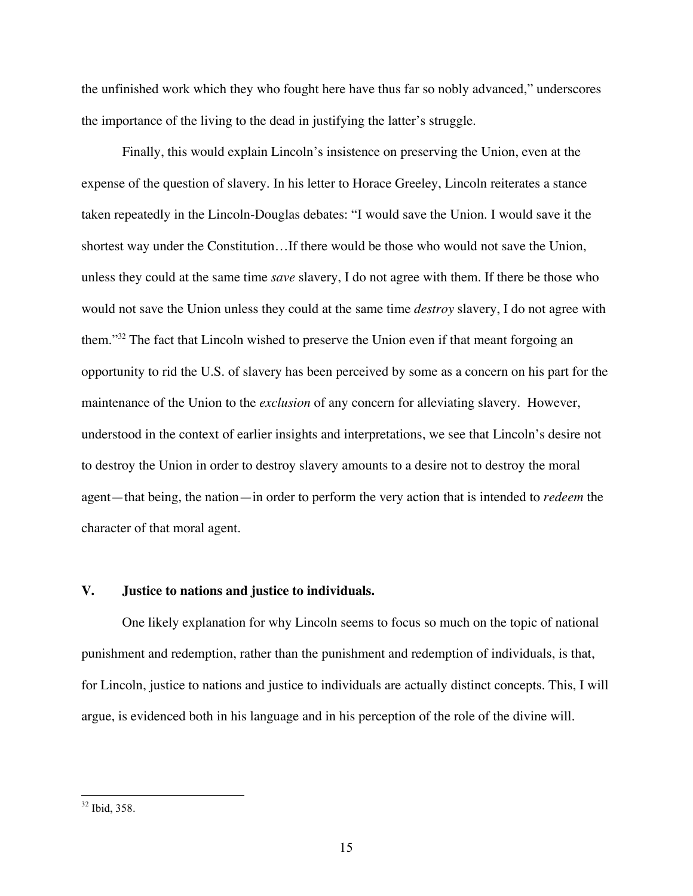the unfinished work which they who fought here have thus far so nobly advanced," underscores the importance of the living to the dead in justifying the latter's struggle.

Finally, this would explain Lincoln's insistence on preserving the Union, even at the expense of the question of slavery. In his letter to Horace Greeley, Lincoln reiterates a stance taken repeatedly in the Lincoln-Douglas debates: "I would save the Union. I would save it the shortest way under the Constitution…If there would be those who would not save the Union, unless they could at the same time *save* slavery, I do not agree with them. If there be those who would not save the Union unless they could at the same time *destroy* slavery, I do not agree with them."[32] The fact that Lincoln wished to preserve the Union even if that meant forgoing an opportunity to rid the U.S. of slavery has been perceived by some as a concern on his part for the maintenance of the Union to the *exclusion* of any concern for alleviating slavery. However, understood in the context of earlier insights and interpretations, we see that Lincoln's desire not to destroy the Union in order to destroy slavery amounts to a desire not to destroy the moral agent—that being, the nation—in order to perform the very action that is intended to *redeem* the character of that moral agent.

## V. Justice to nations and justice to individuals.

One likely explanation for why Lincoln seems to focus so much on the topic of national punishment and redemption, rather than the punishment and redemption of individuals, is that, for Lincoln, justice to nations and justice to individuals are actually distinct concepts. This, I will argue, is evidenced both in his language and in his perception of the role of the divine will.

---

[32] Ibid, 358.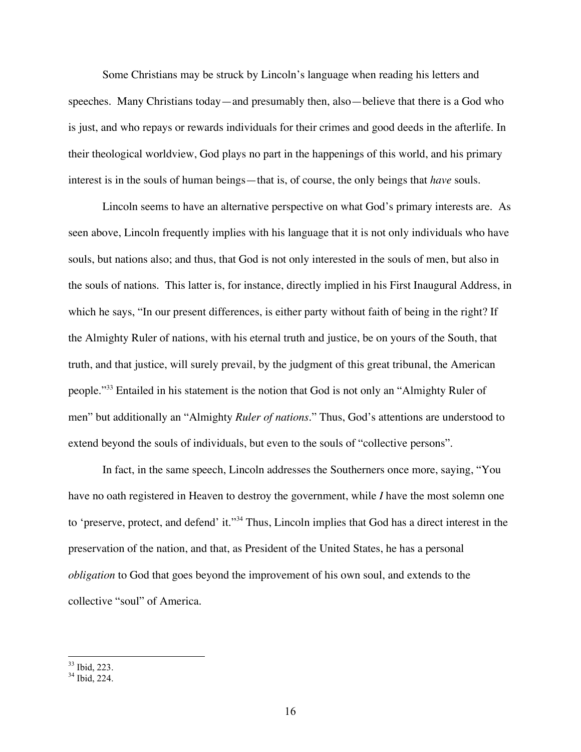Some Christians may be struck by Lincoln's language when reading his letters and speeches. Many Christians today—and presumably then, also—believe that there is a God who is just, and who repays or rewards individuals for their crimes and good deeds in the afterlife. In their theological worldview, God plays no part in the happenings of this world, and his primary interest is in the souls of human beings—that is, of course, the only beings that *have* souls.

Lincoln seems to have an alternative perspective on what God's primary interests are. As seen above, Lincoln frequently implies with his language that it is not only individuals who have souls, but nations also; and thus, that God is not only interested in the souls of men, but also in the souls of nations. This latter is, for instance, directly implied in his First Inaugural Address, in which he says, "In our present differences, is either party without faith of being in the right? If the Almighty Ruler of nations, with his eternal truth and justice, be on yours of the South, that truth, and that justice, will surely prevail, by the judgment of this great tribunal, the American people."[33] Entailed in his statement is the notion that God is not only an "Almighty Ruler of men" but additionally an "Almighty *Ruler of nations*." Thus, God's attentions are understood to extend beyond the souls of individuals, but even to the souls of "collective persons".

In fact, in the same speech, Lincoln addresses the Southerners once more, saying, "You have no oath registered in Heaven to destroy the government, while ***I*** have the most solemn one to 'preserve, protect, and defend' it."[34] Thus, Lincoln implies that God has a direct interest in the preservation of the nation, and that, as President of the United States, he has a personal *obligation* to God that goes beyond the improvement of his own soul, and extends to the collective "soul" of America.

---

[33] Ibid, 223.

[34] Ibid, 224.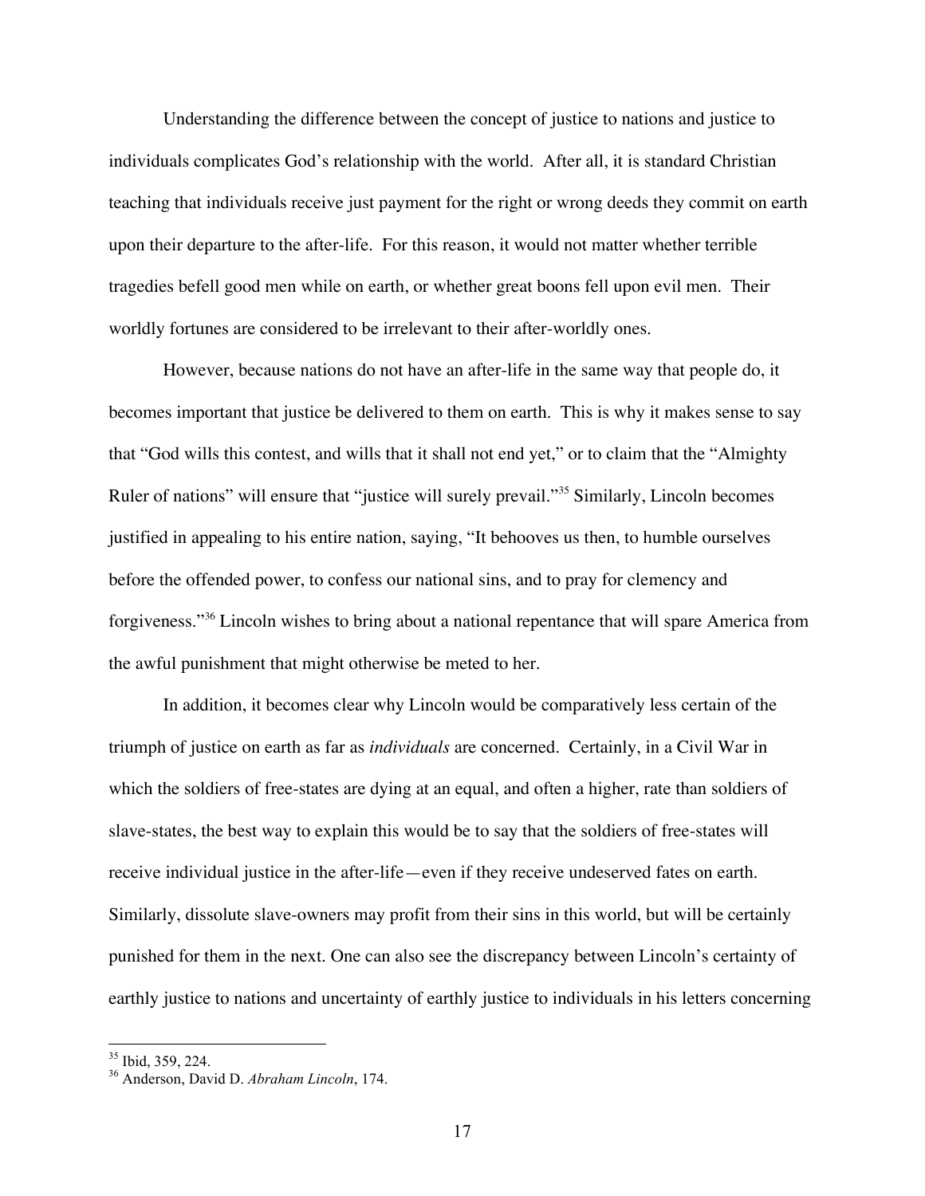Understanding the difference between the concept of justice to nations and justice to individuals complicates God's relationship with the world. After all, it is standard Christian teaching that individuals receive just payment for the right or wrong deeds they commit on earth upon their departure to the after-life. For this reason, it would not matter whether terrible tragedies befell good men while on earth, or whether great boons fell upon evil men. Their worldly fortunes are considered to be irrelevant to their after-worldly ones.

However, because nations do not have an after-life in the same way that people do, it becomes important that justice be delivered to them on earth. This is why it makes sense to say that "God wills this contest, and wills that it shall not end yet," or to claim that the "Almighty Ruler of nations" will ensure that "justice will surely prevail."[35] Similarly, Lincoln becomes justified in appealing to his entire nation, saying, "It behooves us then, to humble ourselves before the offended power, to confess our national sins, and to pray for clemency and forgiveness."[36] Lincoln wishes to bring about a national repentance that will spare America from the awful punishment that might otherwise be meted to her.

In addition, it becomes clear why Lincoln would be comparatively less certain of the triumph of justice on earth as far as *individuals* are concerned. Certainly, in a Civil War in which the soldiers of free-states are dying at an equal, and often a higher, rate than soldiers of slave-states, the best way to explain this would be to say that the soldiers of free-states will receive individual justice in the after-life—even if they receive undeserved fates on earth. Similarly, dissolute slave-owners may profit from their sins in this world, but will be certainly punished for them in the next. One can also see the discrepancy between Lincoln's certainty of earthly justice to nations and uncertainty of earthly justice to individuals in his letters concerning

---

[35] Ibid, 359, 224.

[36] Anderson, David D. *Abraham Lincoln*, 174.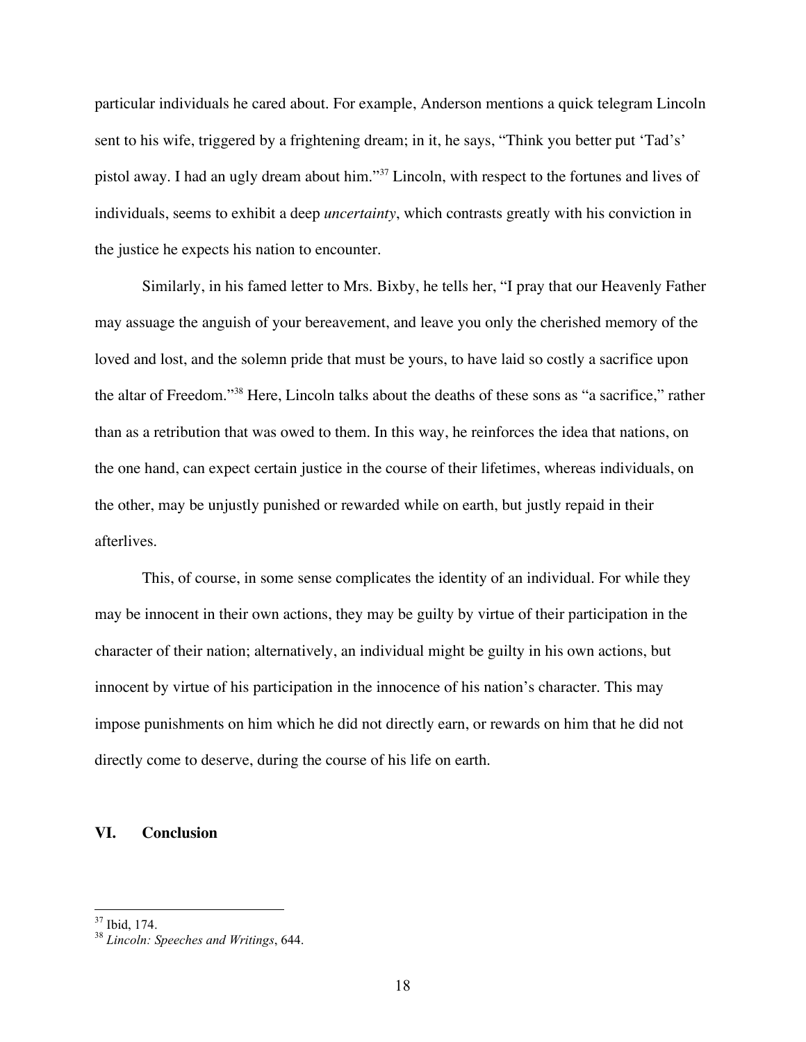particular individuals he cared about. For example, Anderson mentions a quick telegram Lincoln sent to his wife, triggered by a frightening dream; in it, he says, "Think you better put 'Tad's' pistol away. I had an ugly dream about him."[37] Lincoln, with respect to the fortunes and lives of individuals, seems to exhibit a deep *uncertainty*, which contrasts greatly with his conviction in the justice he expects his nation to encounter.

Similarly, in his famed letter to Mrs. Bixby, he tells her, "I pray that our Heavenly Father may assuage the anguish of your bereavement, and leave you only the cherished memory of the loved and lost, and the solemn pride that must be yours, to have laid so costly a sacrifice upon the altar of Freedom."[38] Here, Lincoln talks about the deaths of these sons as "a sacrifice," rather than as a retribution that was owed to them. In this way, he reinforces the idea that nations, on the one hand, can expect certain justice in the course of their lifetimes, whereas individuals, on the other, may be unjustly punished or rewarded while on earth, but justly repaid in their afterlives.

This, of course, in some sense complicates the identity of an individual. For while they may be innocent in their own actions, they may be guilty by virtue of their participation in the character of their nation; alternatively, an individual might be guilty in his own actions, but innocent by virtue of his participation in the innocence of his nation's character. This may impose punishments on him which he did not directly earn, or rewards on him that he did not directly come to deserve, during the course of his life on earth.

## VI. Conclusion

---

[37] Ibid, 174.

[38] *Lincoln: Speeches and Writings*, 644.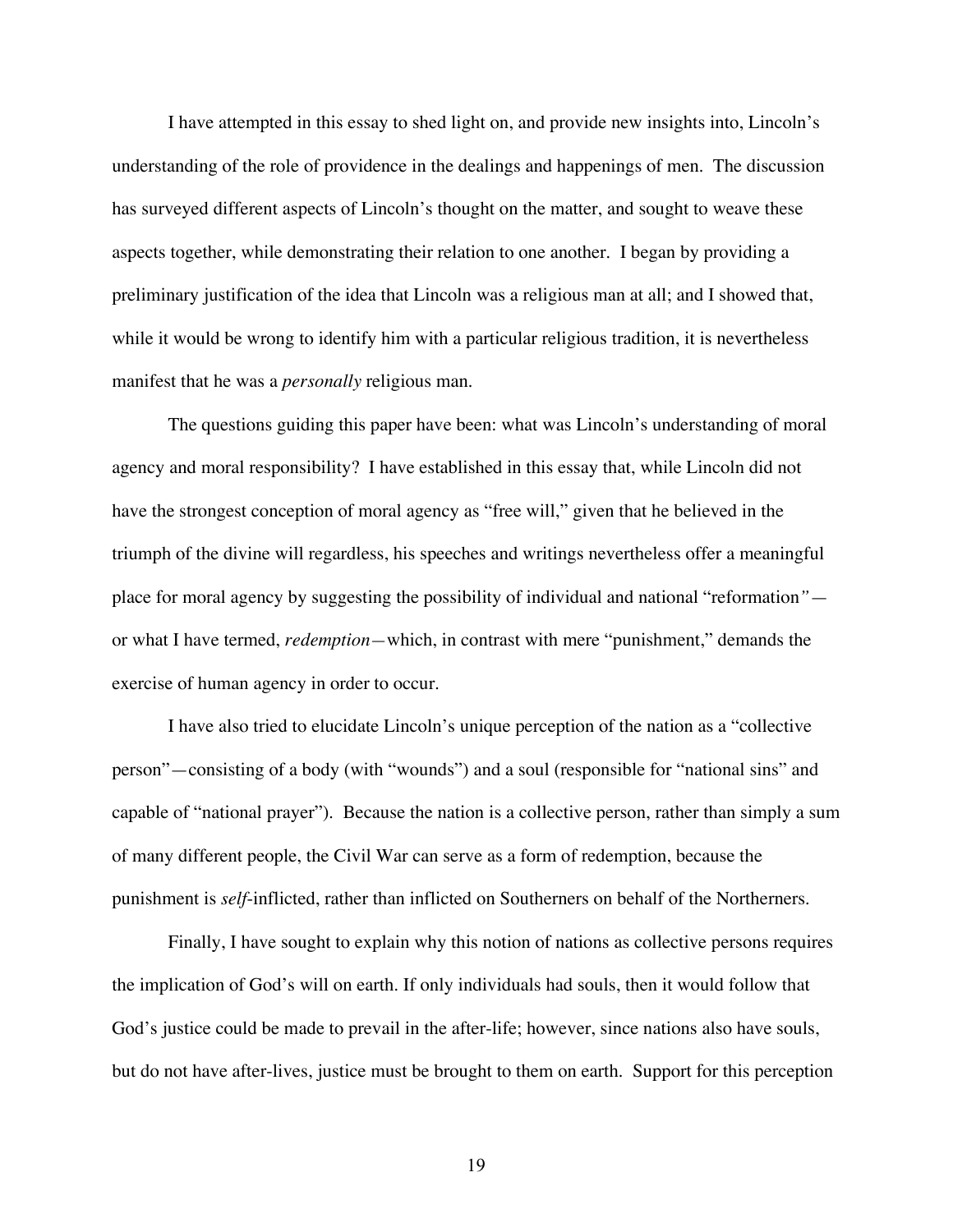I have attempted in this essay to shed light on, and provide new insights into, Lincoln's understanding of the role of providence in the dealings and happenings of men. The discussion has surveyed different aspects of Lincoln's thought on the matter, and sought to weave these aspects together, while demonstrating their relation to one another. I began by providing a preliminary justification of the idea that Lincoln was a religious man at all; and I showed that, while it would be wrong to identify him with a particular religious tradition, it is nevertheless manifest that he was a *personally* religious man.

The questions guiding this paper have been: what was Lincoln's understanding of moral agency and moral responsibility? I have established in this essay that, while Lincoln did not have the strongest conception of moral agency as "free will," given that he believed in the triumph of the divine will regardless, his speeches and writings nevertheless offer a meaningful place for moral agency by suggesting the possibility of individual and national "reformation"—or what I have termed, *redemption*—which, in contrast with mere "punishment," demands the exercise of human agency in order to occur.

I have also tried to elucidate Lincoln's unique perception of the nation as a "collective person"—consisting of a body (with "wounds") and a soul (responsible for "national sins" and capable of "national prayer"). Because the nation is a collective person, rather than simply a sum of many different people, the Civil War can serve as a form of redemption, because the punishment is *self*-inflicted, rather than inflicted on Southerners on behalf of the Northerners.

Finally, I have sought to explain why this notion of nations as collective persons requires the implication of God's will on earth. If only individuals had souls, then it would follow that God's justice could be made to prevail in the after-life; however, since nations also have souls, but do not have after-lives, justice must be brought to them on earth. Support for this perception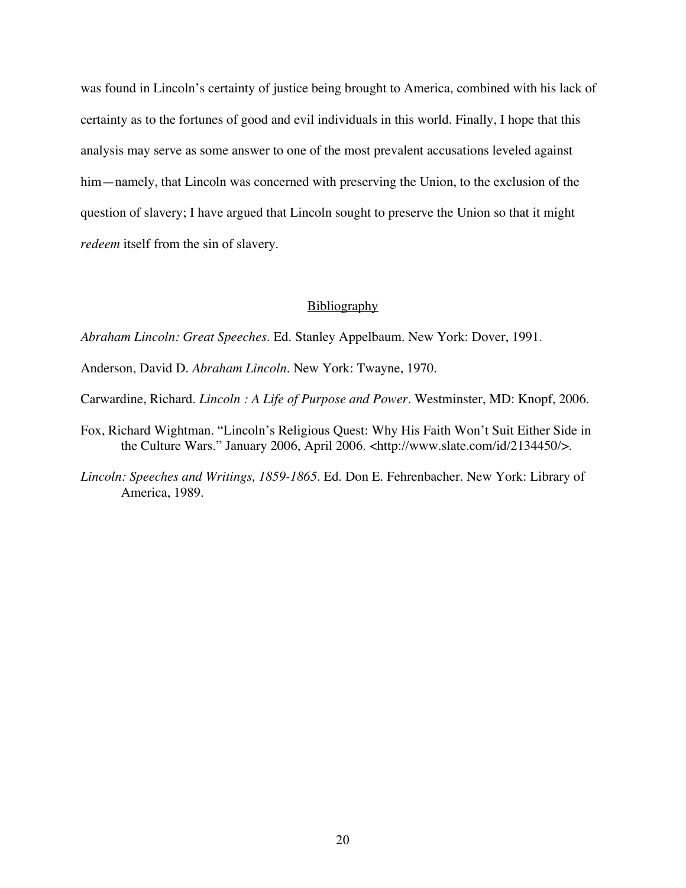was found in Lincoln's certainty of justice being brought to America, combined with his lack of certainty as to the fortunes of good and evil individuals in this world. Finally, I hope that this analysis may serve as some answer to one of the most prevalent accusations leveled against him—namely, that Lincoln was concerned with preserving the Union, to the exclusion of the question of slavery; I have argued that Lincoln sought to preserve the Union so that it might *redeem* itself from the sin of slavery.

## Bibliography

*Abraham Lincoln: Great Speeches*. Ed. Stanley Appelbaum. New York: Dover, 1991.

Anderson, David D. *Abraham Lincoln*. New York: Twayne, 1970.

Carwardine, Richard. *Lincoln : A Life of Purpose and Power*. Westminster, MD: Knopf, 2006.

Fox, Richard Wightman. "Lincoln's Religious Quest: Why His Faith Won't Suit Either Side in the Culture Wars." January 2006, April 2006. <http://www.slate.com/id/2134450/>.

*Lincoln: Speeches and Writings, 1859-1865*. Ed. Don E. Fehrenbacher. New York: Library of America, 1989.